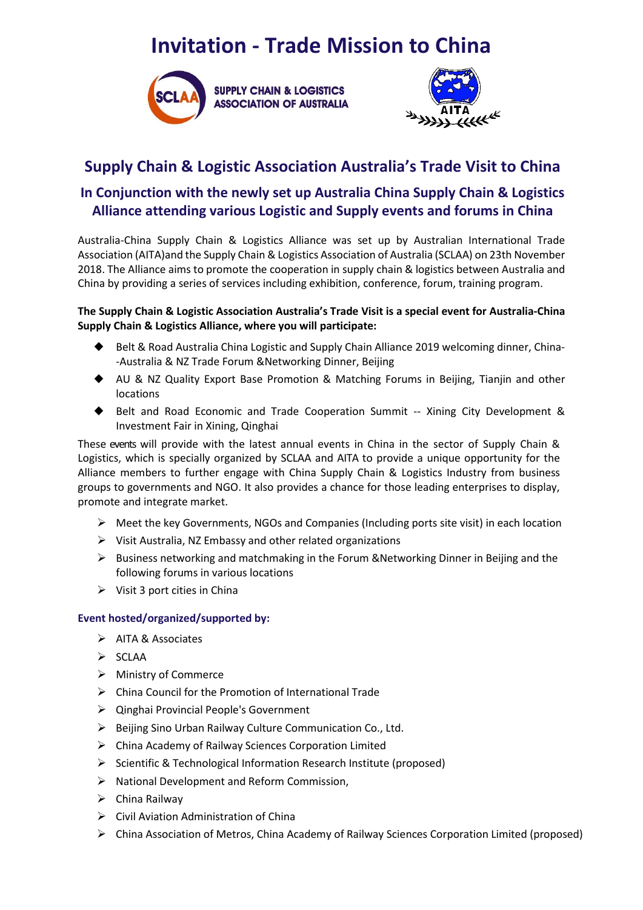# Invitation - Trade Mission to China

SUPPLY CHAIN & LOGISTICS ASSOCIATION OF AUSTRALIA

AITA

## Supply Chain & Logistic Association Australia's Trade Visit to China

### In Conjunction with the newly set up Australia China Supply Chain & Logistics Alliance attending various Logistic and Supply events and forums in China

Australia-China Supply Chain & Logistics Alliance was set up by Australian International Trade Association (AITA)and the Supply Chain & Logistics Association of Australia (SCLAA) on 23th November 2018. The Alliance aims to promote the cooperation in supply chain & logistics between Australia and China by providing a series of services including exhibition, conference, forum, training program.

**The Supply Chain & Logistic Association Australia's Trade Visit is a special event for Australia-China Supply Chain & Logistics Alliance, where you will participate:**

- Belt & Road Australia China Logistic and Supply Chain Alliance 2019 welcoming dinner, China--Australia & NZ Trade Forum &Networking Dinner, Beijing
- AU & NZ Quality Export Base Promotion & Matching Forums in Beijing, Tianjin and other locations
- Belt and Road Economic and Trade Cooperation Summit -- Xining City Development & Investment Fair in Xining, Qinghai

These events will provide with the latest annual events in China in the sector of Supply Chain & Logistics, which is specially organized by SCLAA and AITA to provide a unique opportunity for the Alliance members to further engage with China Supply Chain & Logistics Industry from business groups to governments and NGO. It also provides a chance for those leading enterprises to display, promote and integrate market.

- Meet the key Governments, NGOs and Companies (Including ports site visit) in each location
- Visit Australia, NZ Embassy and other related organizations
- Business networking and matchmaking in the Forum &Networking Dinner in Beijing and the following forums in various locations
- Visit 3 port cities in China

**Event hosted/organized/supported by:**

- AITA & Associates
- SCLAA
- Ministry of Commerce
- China Council for the Promotion of International Trade
- Qinghai Provincial People's Government
- Beijing Sino Urban Railway Culture Communication Co., Ltd.
- China Academy of Railway Sciences Corporation Limited
- Scientific & Technological Information Research Institute (proposed)
- National Development and Reform Commission,
- China Railway
- Civil Aviation Administration of China
- China Association of Metros, China Academy of Railway Sciences Corporation Limited (proposed)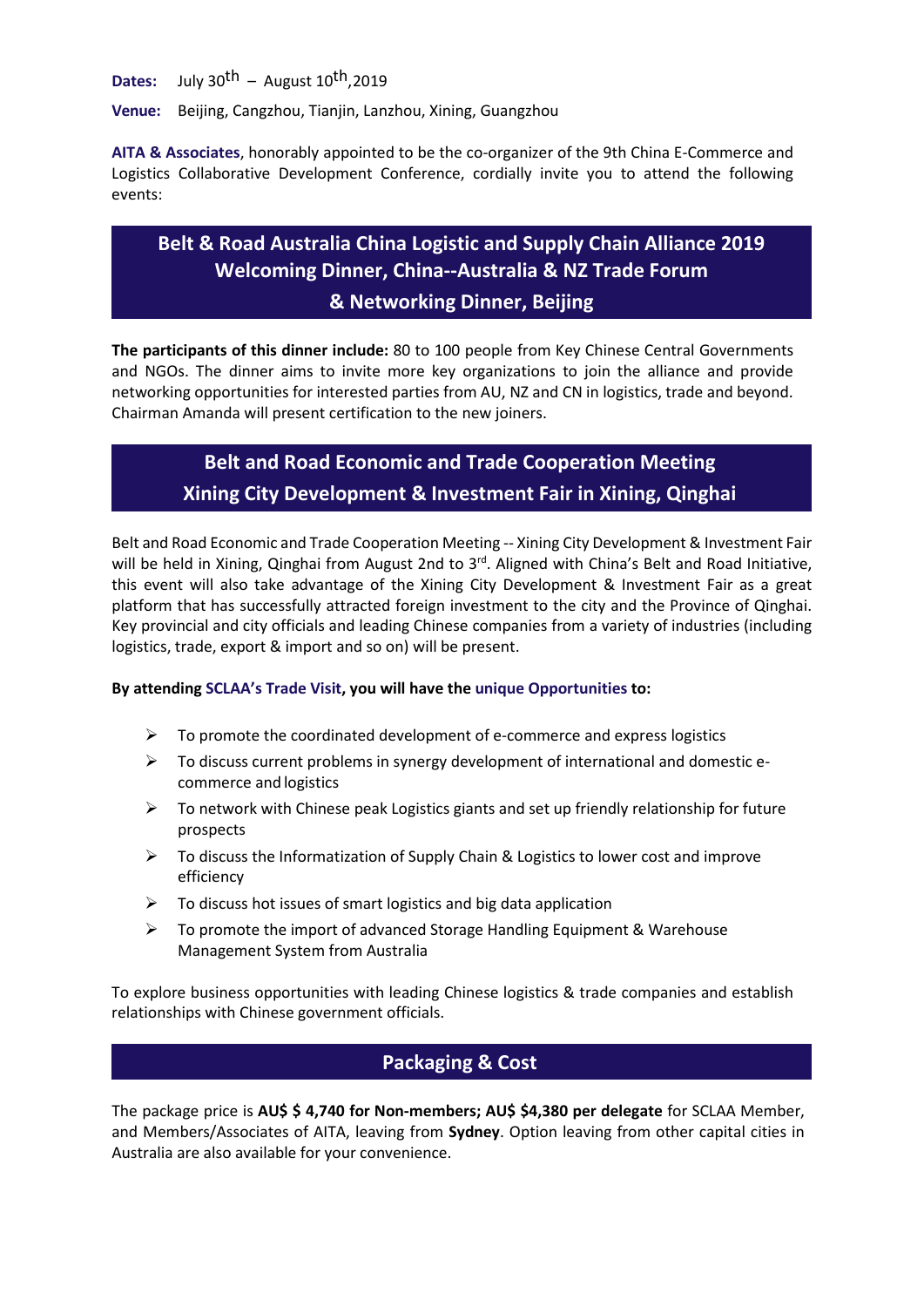**Dates:** July 30th – August 10th, 2019

**Venue:** Beijing, Cangzhou, Tianjin, Lanzhou, Xining, Guangzhou

**AITA & Associates**, honorably appointed to be the co-organizer of the 9th China E-Commerce and Logistics Collaborative Development Conference, cordially invite you to attend the following events:

## Belt & Road Australia China Logistic and Supply Chain Alliance 2019 Welcoming Dinner, China--Australia & NZ Trade Forum & Networking Dinner, Beijing

**The participants of this dinner include:** 80 to 100 people from Key Chinese Central Governments and NGOs. The dinner aims to invite more key organizations to join the alliance and provide networking opportunities for interested parties from AU, NZ and CN in logistics, trade and beyond. Chairman Amanda will present certification to the new joiners.

## Belt and Road Economic and Trade Cooperation Meeting Xining City Development & Investment Fair in Xining, Qinghai

Belt and Road Economic and Trade Cooperation Meeting -- Xining City Development & Investment Fair will be held in Xining, Qinghai from August 2nd to 3rd. Aligned with China's Belt and Road Initiative, this event will also take advantage of the Xining City Development & Investment Fair as a great platform that has successfully attracted foreign investment to the city and the Province of Qinghai. Key provincial and city officials and leading Chinese companies from a variety of industries (including logistics, trade, export & import and so on) will be present.

**By attending SCLAA's Trade Visit, you will have the unique Opportunities to:**

- To promote the coordinated development of e-commerce and express logistics
- To discuss current problems in synergy development of international and domestic e-commerce and logistics
- To network with Chinese peak Logistics giants and set up friendly relationship for future prospects
- To discuss the Informatization of Supply Chain & Logistics to lower cost and improve efficiency
- To discuss hot issues of smart logistics and big data application
- To promote the import of advanced Storage Handling Equipment & Warehouse Management System from Australia

To explore business opportunities with leading Chinese logistics & trade companies and establish relationships with Chinese government officials.

## Packaging & Cost

The package price is **AU$ $ 4,740 for Non-members; AU$ $4,380 per delegate** for SCLAA Member, and Members/Associates of AITA, leaving from **Sydney**. Option leaving from other capital cities in Australia are also available for your convenience.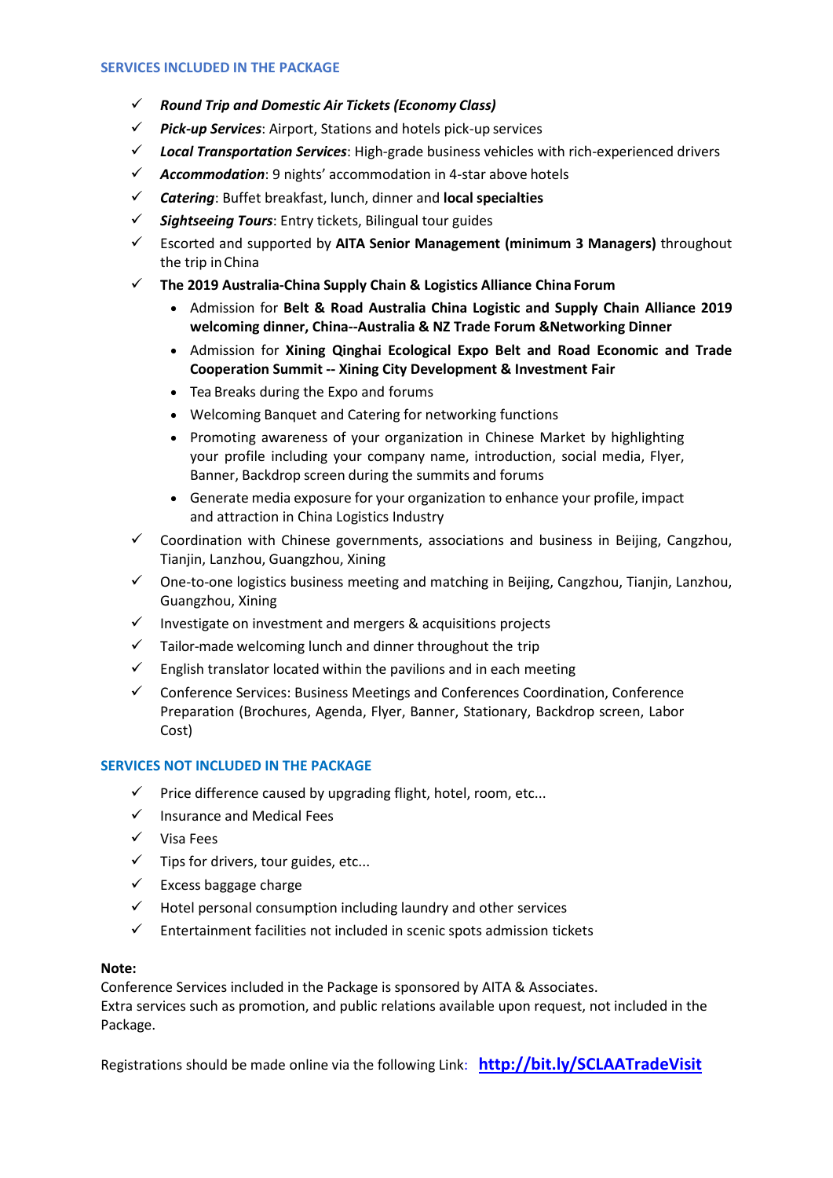## SERVICES INCLUDED IN THE PACKAGE

- ✓ ***Round Trip and Domestic Air Tickets (Economy Class)***
- ✓ ***Pick-up Services***: Airport, Stations and hotels pick-up services
- ✓ ***Local Transportation Services***: High-grade business vehicles with rich-experienced drivers
- ✓ ***Accommodation***: 9 nights' accommodation in 4-star above hotels
- ✓ ***Catering***: Buffet breakfast, lunch, dinner and **local specialties**
- ✓ ***Sightseeing Tours***: Entry tickets, Bilingual tour guides
- ✓ Escorted and supported by **AITA Senior Management (minimum 3 Managers)** throughout the trip in China
- ✓ **The 2019 Australia-China Supply Chain & Logistics Alliance China Forum**
  - Admission for **Belt & Road Australia China Logistic and Supply Chain Alliance 2019 welcoming dinner, China--Australia & NZ Trade Forum &Networking Dinner**
  - Admission for **Xining Qinghai Ecological Expo Belt and Road Economic and Trade Cooperation Summit -- Xining City Development & Investment Fair**
  - Tea Breaks during the Expo and forums
  - Welcoming Banquet and Catering for networking functions
  - Promoting awareness of your organization in Chinese Market by highlighting your profile including your company name, introduction, social media, Flyer, Banner, Backdrop screen during the summits and forums
  - Generate media exposure for your organization to enhance your profile, impact and attraction in China Logistics Industry
- ✓ Coordination with Chinese governments, associations and business in Beijing, Cangzhou, Tianjin, Lanzhou, Guangzhou, Xining
- ✓ One-to-one logistics business meeting and matching in Beijing, Cangzhou, Tianjin, Lanzhou, Guangzhou, Xining
- ✓ Investigate on investment and mergers & acquisitions projects
- ✓ Tailor-made welcoming lunch and dinner throughout the trip
- ✓ English translator located within the pavilions and in each meeting
- ✓ Conference Services: Business Meetings and Conferences Coordination, Conference Preparation (Brochures, Agenda, Flyer, Banner, Stationary, Backdrop screen, Labor Cost)

## SERVICES NOT INCLUDED IN THE PACKAGE

- ✓ Price difference caused by upgrading flight, hotel, room, etc...
- ✓ Insurance and Medical Fees
- ✓ Visa Fees
- ✓ Tips for drivers, tour guides, etc...
- ✓ Excess baggage charge
- ✓ Hotel personal consumption including laundry and other services
- ✓ Entertainment facilities not included in scenic spots admission tickets

**Note:**
Conference Services included in the Package is sponsored by AITA & Associates.
Extra services such as promotion, and public relations available upon request, not included in the Package.

Registrations should be made online via the following Link: **http://bit.ly/SCLAATradeVisit**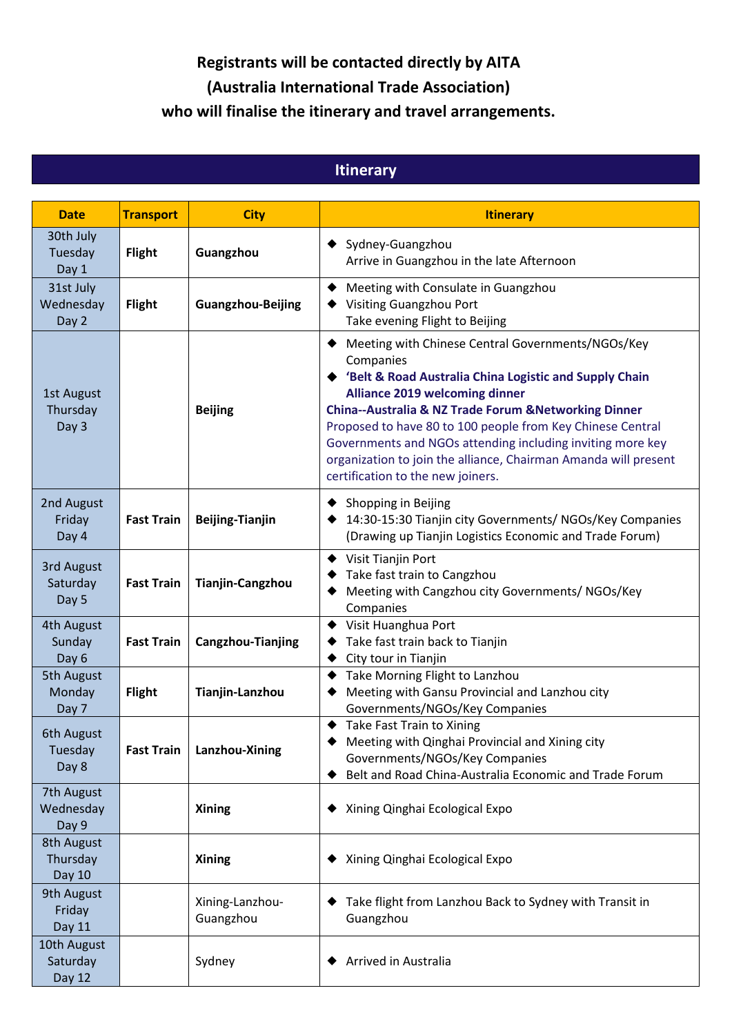**Registrants will be contacted directly by AITA**
**(Australia International Trade Association)**
**who will finalise the itinerary and travel arrangements.**

## Itinerary

| Date | Transport | City | Itinerary |
|---|---|---|---|
| 30th July Tuesday Day 1 | **Flight** | **Guangzhou** | ◆ Sydney-Guangzhou<br>Arrive in Guangzhou in the late Afternoon |
| 31st July Wednesday Day 2 | **Flight** | **Guangzhou-Beijing** | ◆ Meeting with Consulate in Guangzhou<br>◆ Visiting Guangzhou Port<br>Take evening Flight to Beijing |
| 1st August Thursday Day 3 | | **Beijing** | ◆ Meeting with Chinese Central Governments/NGOs/Key Companies<br>◆ **'Belt & Road Australia China Logistic and Supply Chain Alliance 2019 welcoming dinner**<br>**China--Australia & NZ Trade Forum &Networking Dinner**<br>Proposed to have 80 to 100 people from Key Chinese Central Governments and NGOs attending including inviting more key organization to join the alliance, Chairman Amanda will present certification to the new joiners. |
| 2nd August Friday Day 4 | **Fast Train** | **Beijing-Tianjin** | ◆ Shopping in Beijing<br>◆ 14:30-15:30 Tianjin city Governments/ NGOs/Key Companies (Drawing up Tianjin Logistics Economic and Trade Forum) |
| 3rd August Saturday Day 5 | **Fast Train** | **Tianjin-Cangzhou** | ◆ Visit Tianjin Port<br>◆ Take fast train to Cangzhou<br>◆ Meeting with Cangzhou city Governments/ NGOs/Key Companies |
| 4th August Sunday Day 6 | **Fast Train** | **Cangzhou-Tianjing** | ◆ Visit Huanghua Port<br>◆ Take fast train back to Tianjin<br>◆ City tour in Tianjin |
| 5th August Monday Day 7 | **Flight** | **Tianjin-Lanzhou** | ◆ Take Morning Flight to Lanzhou<br>◆ Meeting with Gansu Provincial and Lanzhou city Governments/NGOs/Key Companies |
| 6th August Tuesday Day 8 | **Fast Train** | **Lanzhou-Xining** | ◆ Take Fast Train to Xining<br>◆ Meeting with Qinghai Provincial and Xining city Governments/NGOs/Key Companies<br>◆ Belt and Road China-Australia Economic and Trade Forum |
| 7th August Wednesday Day 9 | | **Xining** | ◆ Xining Qinghai Ecological Expo |
| 8th August Thursday Day 10 | | **Xining** | ◆ Xining Qinghai Ecological Expo |
| 9th August Friday Day 11 | | Xining-Lanzhou-Guangzhou | ◆ Take flight from Lanzhou Back to Sydney with Transit in Guangzhou |
| 10th August Saturday Day 12 | | Sydney | ◆ Arrived in Australia |